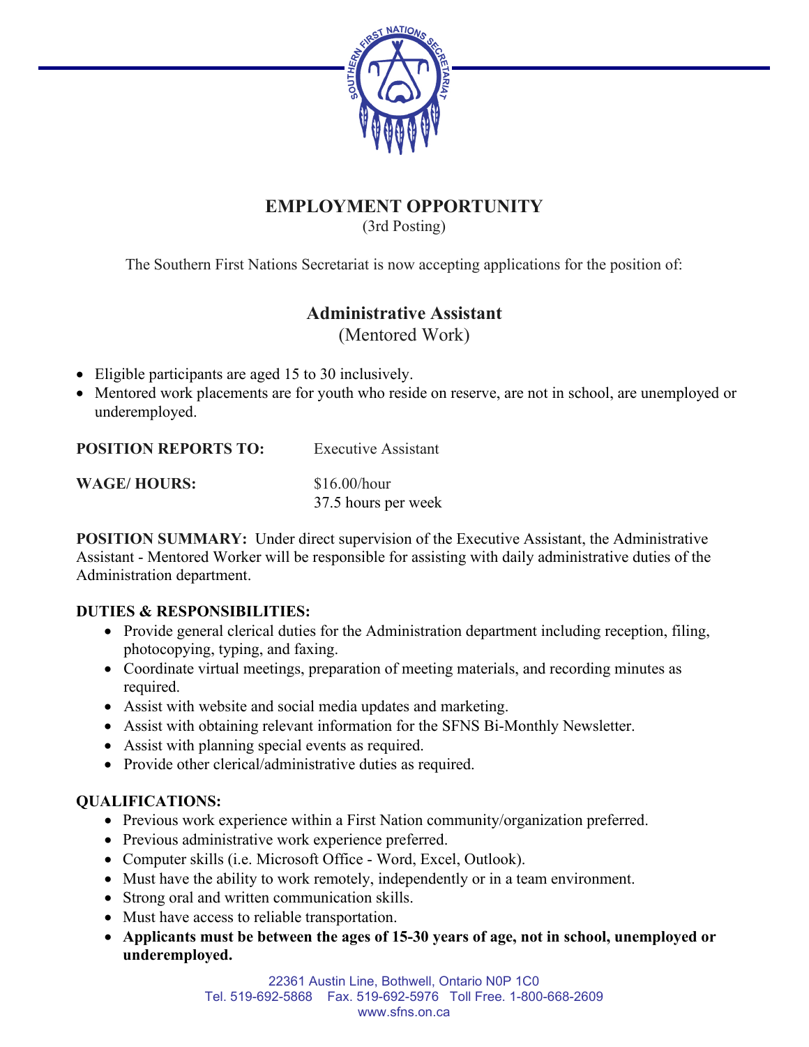# EMPLOYMENT OPPORTUNITY

(3rd Posting)

The Southern First Nations Secretariat is now accepting applications for the position of:

## Administrative Assistant

(Mentored Work)

- Eligible participants are aged 15 to 30 inclusively.
- Mentored work placements are for youth who reside on reserve, are not in school, are unemployed or underemployed.

**POSITION REPORTS TO:** Executive Assistant

**WAGE/ HOURS:** $16.00/hour
37.5 hours per week

**POSITION SUMMARY:** Under direct supervision of the Executive Assistant, the Administrative Assistant - Mentored Worker will be responsible for assisting with daily administrative duties of the Administration department.

**DUTIES & RESPONSIBILITIES:**

- Provide general clerical duties for the Administration department including reception, filing, photocopying, typing, and faxing.
- Coordinate virtual meetings, preparation of meeting materials, and recording minutes as required.
- Assist with website and social media updates and marketing.
- Assist with obtaining relevant information for the SFNS Bi-Monthly Newsletter.
- Assist with planning special events as required.
- Provide other clerical/administrative duties as required.

**QUALIFICATIONS:**

- Previous work experience within a First Nation community/organization preferred.
- Previous administrative work experience preferred.
- Computer skills (i.e. Microsoft Office - Word, Excel, Outlook).
- Must have the ability to work remotely, independently or in a team environment.
- Strong oral and written communication skills.
- Must have access to reliable transportation.
- **Applicants must be between the ages of 15-30 years of age, not in school, unemployed or underemployed.**

22361 Austin Line, Bothwell, Ontario N0P 1C0
Tel. 519-692-5868 Fax. 519-692-5976 Toll Free. 1-800-668-2609
www.sfns.on.ca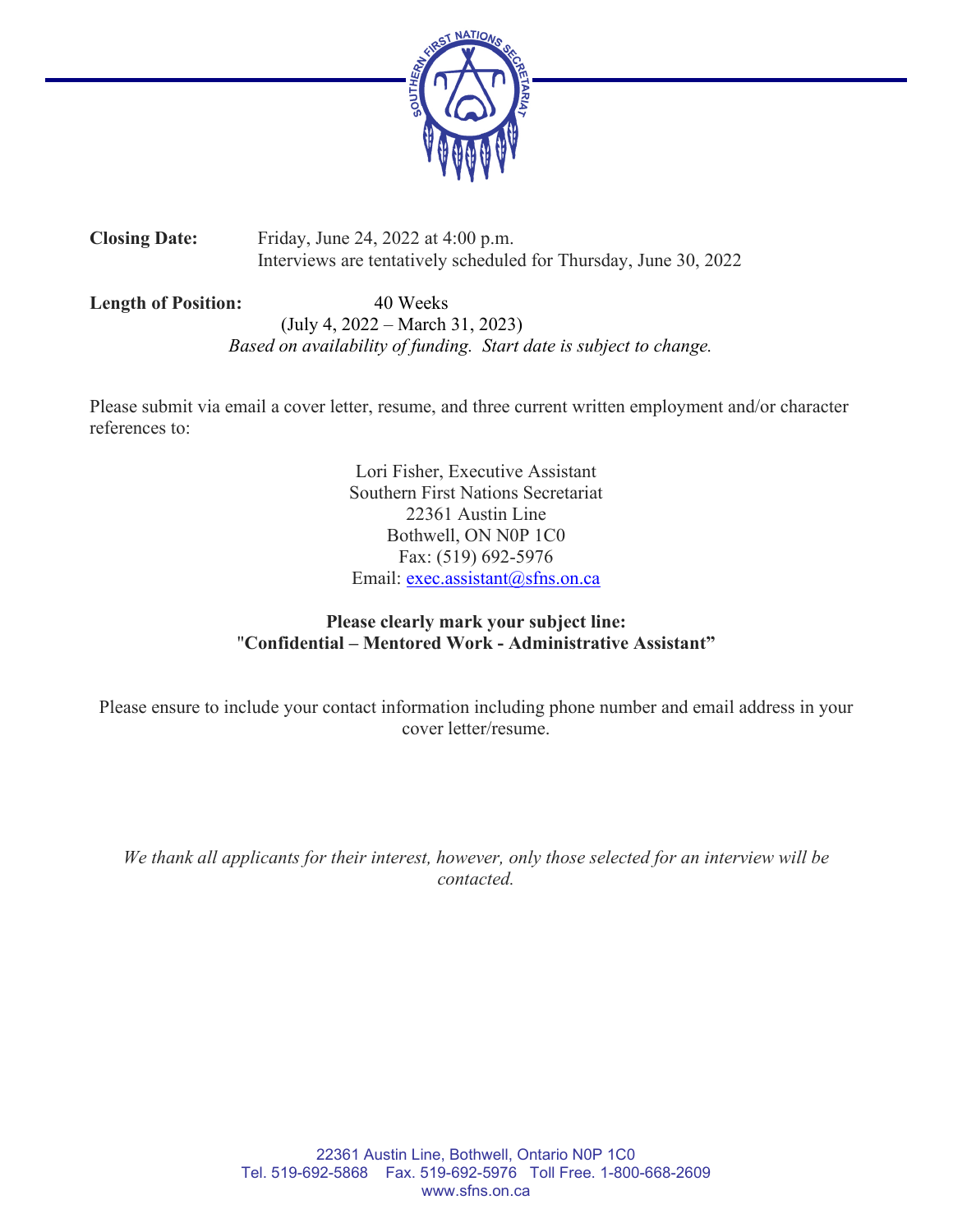**Closing Date:** Friday, June 24, 2022 at 4:00 p.m.
Interviews are tentatively scheduled for Thursday, June 30, 2022

**Length of Position:** 40 Weeks
(July 4, 2022 – March 31, 2023)
*Based on availability of funding. Start date is subject to change.*

Please submit via email a cover letter, resume, and three current written employment and/or character references to:

Lori Fisher, Executive Assistant
Southern First Nations Secretariat
22361 Austin Line
Bothwell, ON N0P 1C0
Fax: (519) 692-5976
Email: exec.assistant@sfns.on.ca

**Please clearly mark your subject line:**
**"Confidential – Mentored Work - Administrative Assistant"**

Please ensure to include your contact information including phone number and email address in your cover letter/resume.

*We thank all applicants for their interest, however, only those selected for an interview will be contacted.*

22361 Austin Line, Bothwell, Ontario N0P 1C0
Tel. 519-692-5868 Fax. 519-692-5976 Toll Free. 1-800-668-2609
www.sfns.on.ca